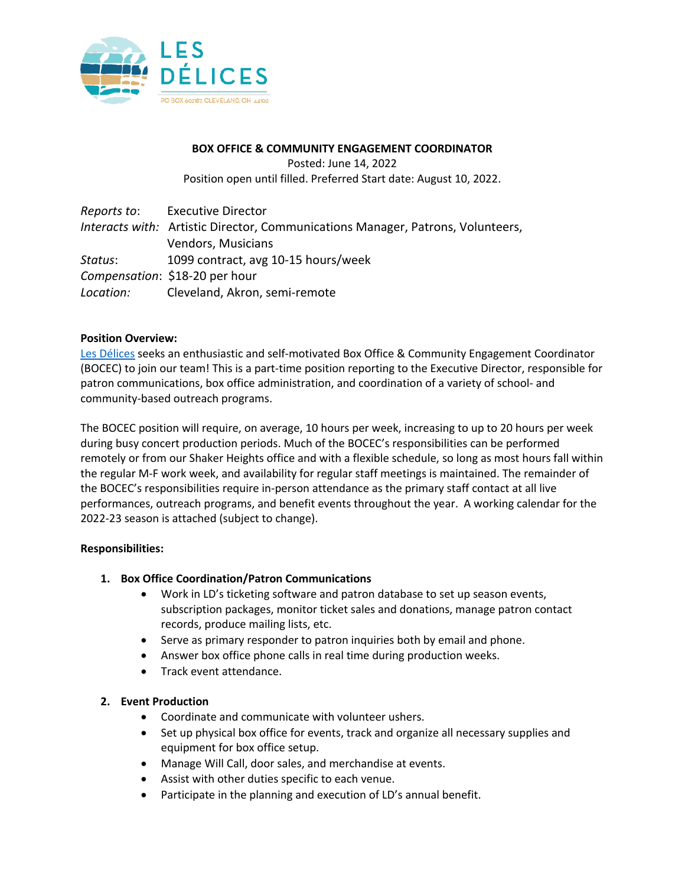LES DÉLICES

PO BOX 602167, CLEVELAND, OH 44102

**BOX OFFICE & COMMUNITY ENGAGEMENT COORDINATOR**

Posted: June 14, 2022

Position open until filled. Preferred Start date: August 10, 2022.

*Reports to*: Executive Director

*Interacts with:* Artistic Director, Communications Manager, Patrons, Volunteers, Vendors, Musicians

*Status*: 1099 contract, avg 10-15 hours/week

*Compensation*: $18-20 per hour

*Location:* Cleveland, Akron, semi-remote

**Position Overview:**

Les Délices seeks an enthusiastic and self-motivated Box Office & Community Engagement Coordinator (BOCEC) to join our team! This is a part-time position reporting to the Executive Director, responsible for patron communications, box office administration, and coordination of a variety of school- and community-based outreach programs.

The BOCEC position will require, on average, 10 hours per week, increasing to up to 20 hours per week during busy concert production periods. Much of the BOCEC's responsibilities can be performed remotely or from our Shaker Heights office and with a flexible schedule, so long as most hours fall within the regular M-F work week, and availability for regular staff meetings is maintained. The remainder of the BOCEC's responsibilities require in-person attendance as the primary staff contact at all live performances, outreach programs, and benefit events throughout the year. A working calendar for the 2022-23 season is attached (subject to change).

**Responsibilities:**

1. **Box Office Coordination/Patron Communications**
   - Work in LD's ticketing software and patron database to set up season events, subscription packages, monitor ticket sales and donations, manage patron contact records, produce mailing lists, etc.
   - Serve as primary responder to patron inquiries both by email and phone.
   - Answer box office phone calls in real time during production weeks.
   - Track event attendance.
2. **Event Production**
   - Coordinate and communicate with volunteer ushers.
   - Set up physical box office for events, track and organize all necessary supplies and equipment for box office setup.
   - Manage Will Call, door sales, and merchandise at events.
   - Assist with other duties specific to each venue.
   - Participate in the planning and execution of LD's annual benefit.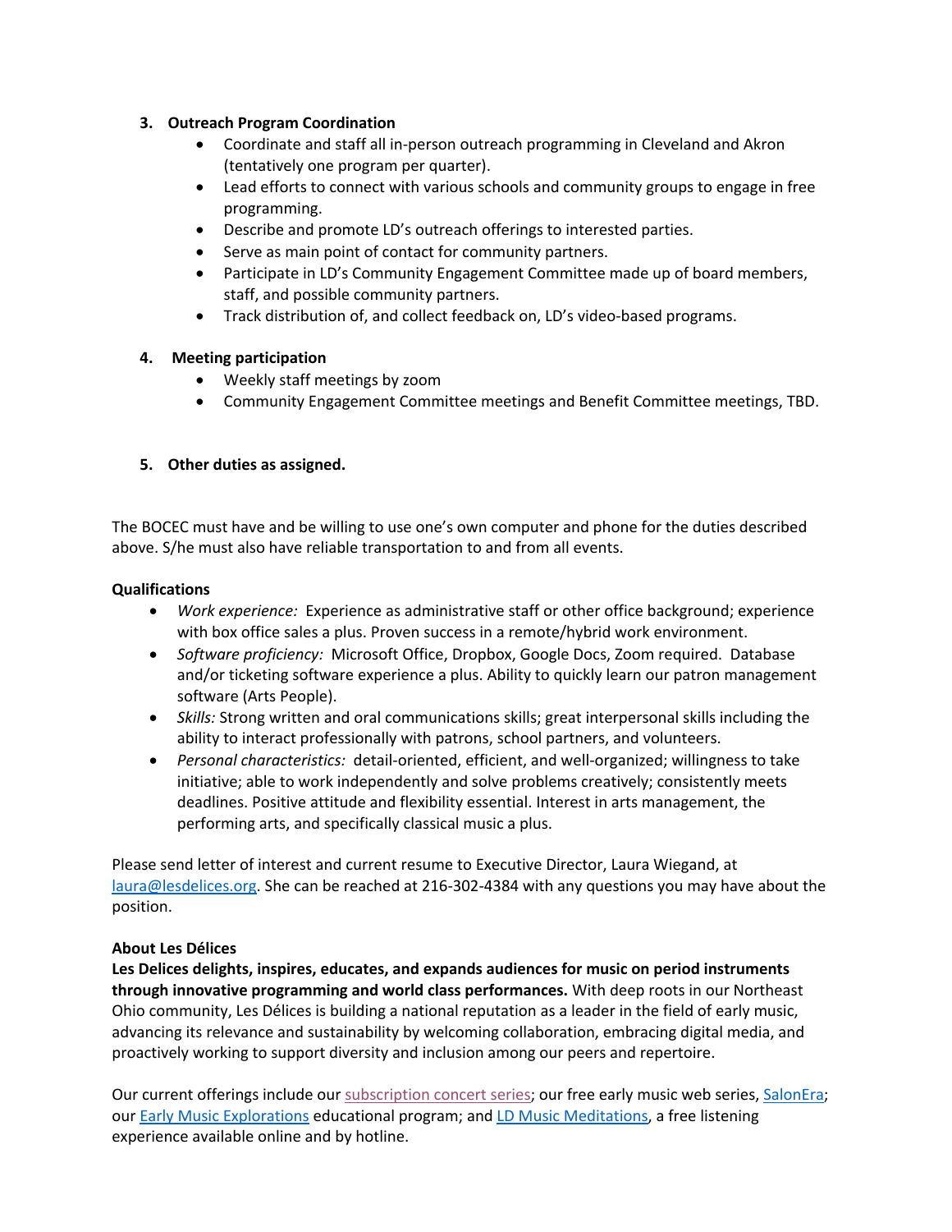3. **Outreach Program Coordination**
   - Coordinate and staff all in-person outreach programming in Cleveland and Akron (tentatively one program per quarter).
   - Lead efforts to connect with various schools and community groups to engage in free programming.
   - Describe and promote LD's outreach offerings to interested parties.
   - Serve as main point of contact for community partners.
   - Participate in LD's Community Engagement Committee made up of board members, staff, and possible community partners.
   - Track distribution of, and collect feedback on, LD's video-based programs.

4. **Meeting participation**
   - Weekly staff meetings by zoom
   - Community Engagement Committee meetings and Benefit Committee meetings, TBD.

5. **Other duties as assigned.**

The BOCEC must have and be willing to use one's own computer and phone for the duties described above. S/he must also have reliable transportation to and from all events.

**Qualifications**

- *Work experience:* Experience as administrative staff or other office background; experience with box office sales a plus. Proven success in a remote/hybrid work environment.
- *Software proficiency:* Microsoft Office, Dropbox, Google Docs, Zoom required. Database and/or ticketing software experience a plus. Ability to quickly learn our patron management software (Arts People).
- *Skills:* Strong written and oral communications skills; great interpersonal skills including the ability to interact professionally with patrons, school partners, and volunteers.
- *Personal characteristics:* detail-oriented, efficient, and well-organized; willingness to take initiative; able to work independently and solve problems creatively; consistently meets deadlines. Positive attitude and flexibility essential. Interest in arts management, the performing arts, and specifically classical music a plus.

Please send letter of interest and current resume to Executive Director, Laura Wiegand, at laura@lesdelices.org. She can be reached at 216-302-4384 with any questions you may have about the position.

**About Les Délices**

**Les Delices delights, inspires, educates, and expands audiences for music on period instruments through innovative programming and world class performances.** With deep roots in our Northeast Ohio community, Les Délices is building a national reputation as a leader in the field of early music, advancing its relevance and sustainability by welcoming collaboration, embracing digital media, and proactively working to support diversity and inclusion among our peers and repertoire.

Our current offerings include our subscription concert series; our free early music web series, SalonEra; our Early Music Explorations educational program; and LD Music Meditations, a free listening experience available online and by hotline.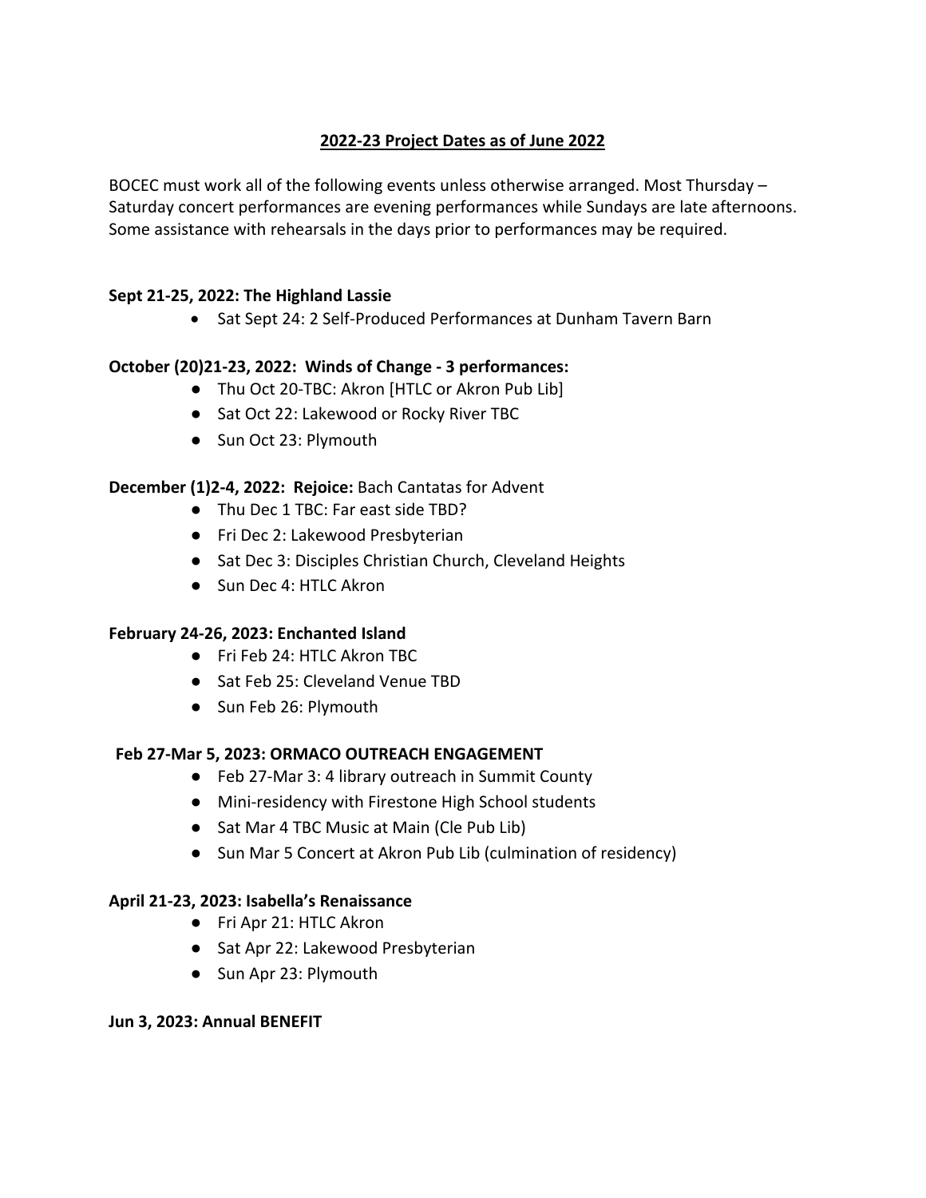## 2022-23 Project Dates as of June 2022

BOCEC must work all of the following events unless otherwise arranged. Most Thursday – Saturday concert performances are evening performances while Sundays are late afternoons. Some assistance with rehearsals in the days prior to performances may be required.

**Sept 21-25, 2022: The Highland Lassie**

- Sat Sept 24: 2 Self-Produced Performances at Dunham Tavern Barn

**October (20)21-23, 2022: Winds of Change - 3 performances:**

- Thu Oct 20-TBC: Akron [HTLC or Akron Pub Lib]
- Sat Oct 22: Lakewood or Rocky River TBC
- Sun Oct 23: Plymouth

**December (1)2-4, 2022: Rejoice:** Bach Cantatas for Advent

- Thu Dec 1 TBC: Far east side TBD?
- Fri Dec 2: Lakewood Presbyterian
- Sat Dec 3: Disciples Christian Church, Cleveland Heights
- Sun Dec 4: HTLC Akron

**February 24-26, 2023: Enchanted Island**

- Fri Feb 24: HTLC Akron TBC
- Sat Feb 25: Cleveland Venue TBD
- Sun Feb 26: Plymouth

**Feb 27-Mar 5, 2023: ORMACO OUTREACH ENGAGEMENT**

- Feb 27-Mar 3: 4 library outreach in Summit County
- Mini-residency with Firestone High School students
- Sat Mar 4 TBC Music at Main (Cle Pub Lib)
- Sun Mar 5 Concert at Akron Pub Lib (culmination of residency)

**April 21-23, 2023: Isabella's Renaissance**

- Fri Apr 21: HTLC Akron
- Sat Apr 22: Lakewood Presbyterian
- Sun Apr 23: Plymouth

**Jun 3, 2023: Annual BENEFIT**